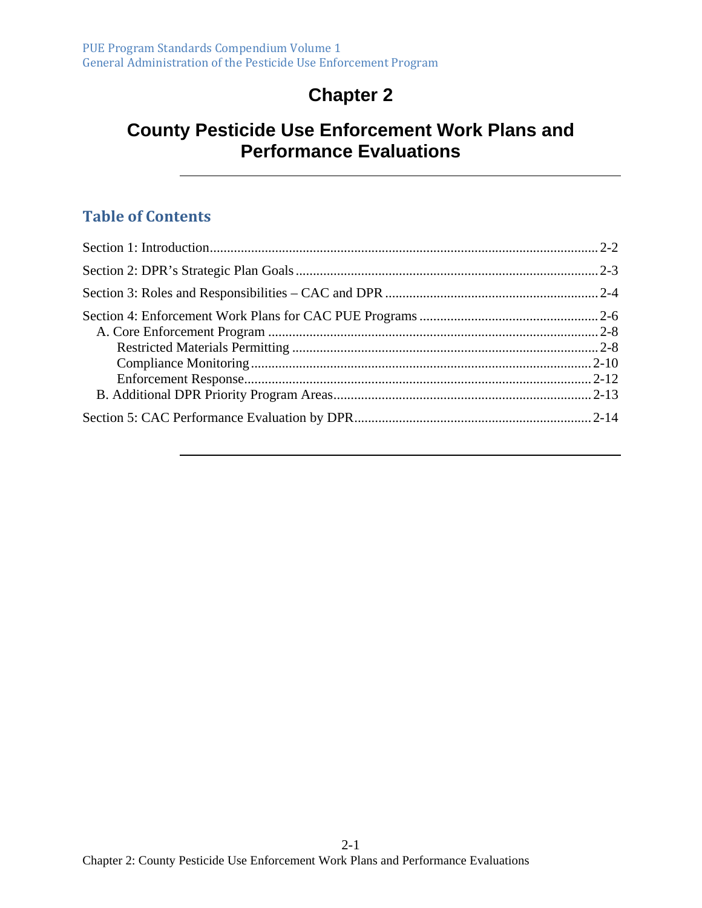# Chapter 2

# County Pesticide Use Enforcement Work Plans and Performance Evaluations

## Table of Contents

Section 1: Introduction ........................................ 2-2

Section 2: DPR's Strategic Plan Goals ........................................ 2-3

Section 3: Roles and Responsibilities – CAC and DPR ........................................ 2-4

Section 4: Enforcement Work Plans for CAC PUE Programs ........................................ 2-6
- A. Core Enforcement Program ........................................ 2-8
  - Restricted Materials Permitting ........................................ 2-8
  - Compliance Monitoring ........................................ 2-10
  - Enforcement Response ........................................ 2-12
- B. Additional DPR Priority Program Areas ........................................ 2-13

Section 5: CAC Performance Evaluation by DPR ........................................ 2-14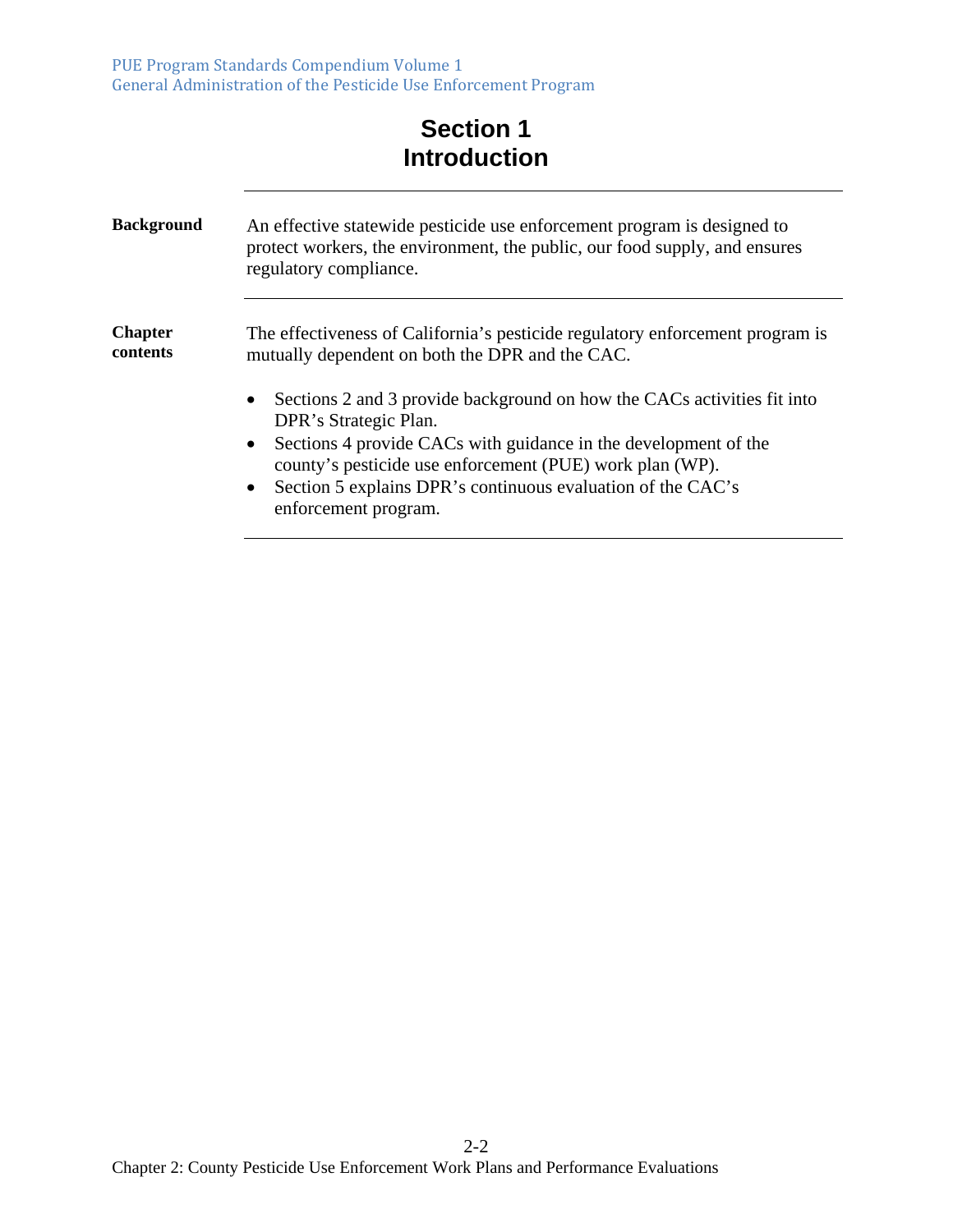# Section 1
# Introduction

**Background**

An effective statewide pesticide use enforcement program is designed to protect workers, the environment, the public, our food supply, and ensures regulatory compliance.

**Chapter contents**

The effectiveness of California's pesticide regulatory enforcement program is mutually dependent on both the DPR and the CAC.

- Sections 2 and 3 provide background on how the CACs activities fit into DPR's Strategic Plan.
- Sections 4 provide CACs with guidance in the development of the county's pesticide use enforcement (PUE) work plan (WP).
- Section 5 explains DPR's continuous evaluation of the CAC's enforcement program.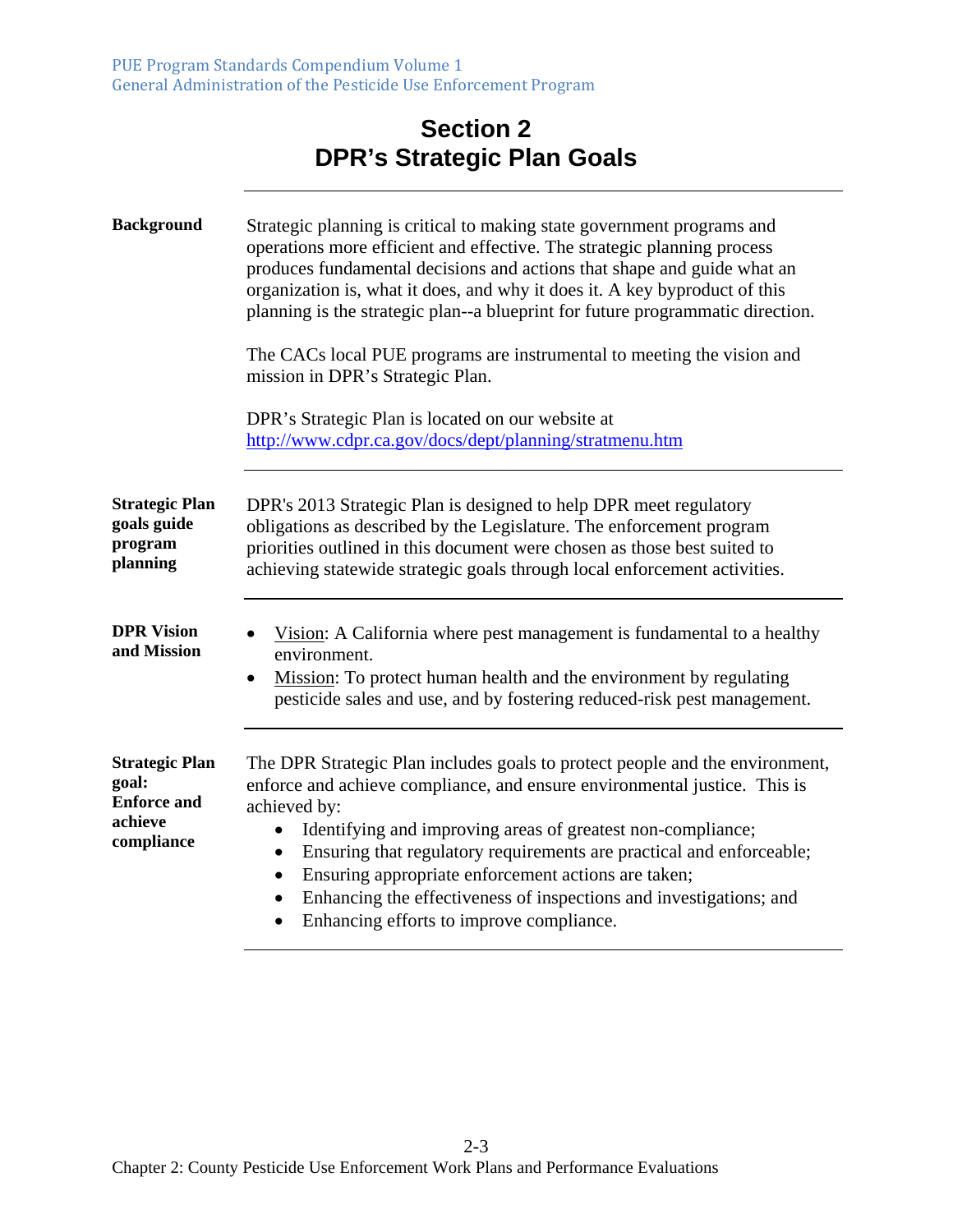# Section 2
# DPR's Strategic Plan Goals

**Background**

Strategic planning is critical to making state government programs and operations more efficient and effective. The strategic planning process produces fundamental decisions and actions that shape and guide what an organization is, what it does, and why it does it. A key byproduct of this planning is the strategic plan--a blueprint for future programmatic direction.

The CACs local PUE programs are instrumental to meeting the vision and mission in DPR's Strategic Plan.

DPR's Strategic Plan is located on our website at http://www.cdpr.ca.gov/docs/dept/planning/stratmenu.htm

**Strategic Plan goals guide program planning**

DPR's 2013 Strategic Plan is designed to help DPR meet regulatory obligations as described by the Legislature. The enforcement program priorities outlined in this document were chosen as those best suited to achieving statewide strategic goals through local enforcement activities.

**DPR Vision and Mission**

- Vision: A California where pest management is fundamental to a healthy environment.
- Mission: To protect human health and the environment by regulating pesticide sales and use, and by fostering reduced-risk pest management.

**Strategic Plan goal: Enforce and achieve compliance**

The DPR Strategic Plan includes goals to protect people and the environment, enforce and achieve compliance, and ensure environmental justice. This is achieved by:

- Identifying and improving areas of greatest non-compliance;
- Ensuring that regulatory requirements are practical and enforceable;
- Ensuring appropriate enforcement actions are taken;
- Enhancing the effectiveness of inspections and investigations; and
- Enhancing efforts to improve compliance.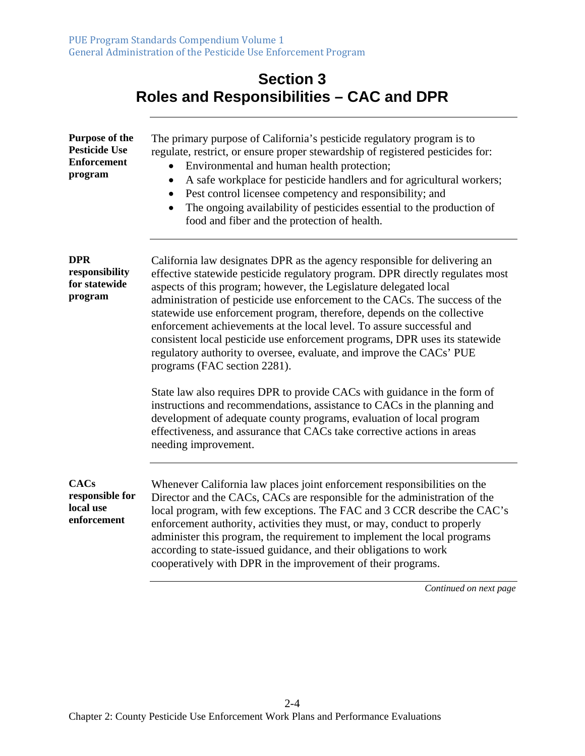# Section 3
# Roles and Responsibilities – CAC and DPR

**Purpose of the Pesticide Use Enforcement program**

The primary purpose of California's pesticide regulatory program is to regulate, restrict, or ensure proper stewardship of registered pesticides for:

- Environmental and human health protection;
- A safe workplace for pesticide handlers and for agricultural workers;
- Pest control licensee competency and responsibility; and
- The ongoing availability of pesticides essential to the production of food and fiber and the protection of health.

**DPR responsibility for statewide program**

California law designates DPR as the agency responsible for delivering an effective statewide pesticide regulatory program. DPR directly regulates most aspects of this program; however, the Legislature delegated local administration of pesticide use enforcement to the CACs. The success of the statewide use enforcement program, therefore, depends on the collective enforcement achievements at the local level. To assure successful and consistent local pesticide use enforcement programs, DPR uses its statewide regulatory authority to oversee, evaluate, and improve the CACs' PUE programs (FAC section 2281).

State law also requires DPR to provide CACs with guidance in the form of instructions and recommendations, assistance to CACs in the planning and development of adequate county programs, evaluation of local program effectiveness, and assurance that CACs take corrective actions in areas needing improvement.

**CACs responsible for local use enforcement**

Whenever California law places joint enforcement responsibilities on the Director and the CACs, CACs are responsible for the administration of the local program, with few exceptions. The FAC and 3 CCR describe the CAC's enforcement authority, activities they must, or may, conduct to properly administer this program, the requirement to implement the local programs according to state-issued guidance, and their obligations to work cooperatively with DPR in the improvement of their programs.

*Continued on next page*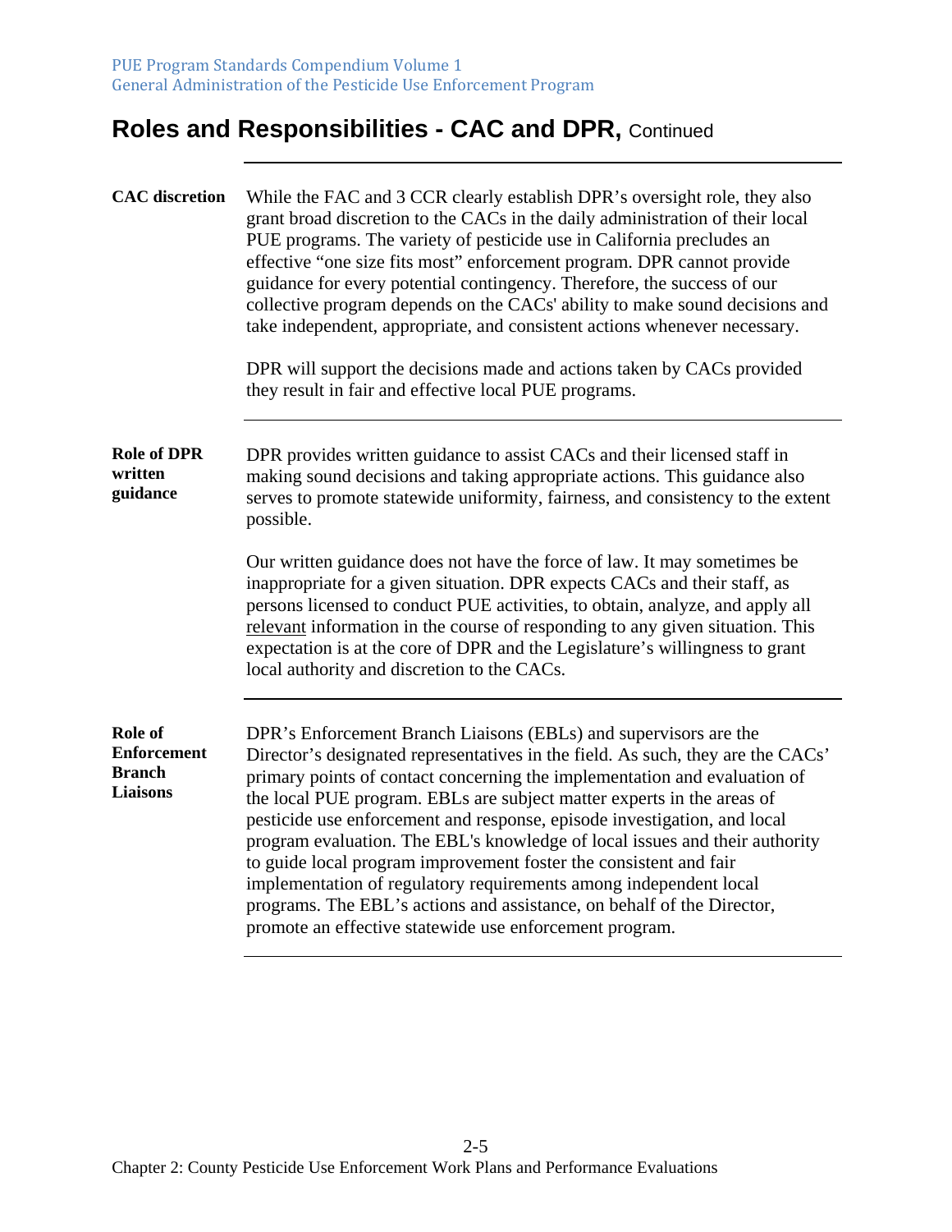# Roles and Responsibilities - CAC and DPR, Continued

**CAC discretion**

While the FAC and 3 CCR clearly establish DPR's oversight role, they also grant broad discretion to the CACs in the daily administration of their local PUE programs. The variety of pesticide use in California precludes an effective "one size fits most" enforcement program. DPR cannot provide guidance for every potential contingency. Therefore, the success of our collective program depends on the CACs' ability to make sound decisions and take independent, appropriate, and consistent actions whenever necessary.

DPR will support the decisions made and actions taken by CACs provided they result in fair and effective local PUE programs.

**Role of DPR written guidance**

DPR provides written guidance to assist CACs and their licensed staff in making sound decisions and taking appropriate actions. This guidance also serves to promote statewide uniformity, fairness, and consistency to the extent possible.

Our written guidance does not have the force of law. It may sometimes be inappropriate for a given situation. DPR expects CACs and their staff, as persons licensed to conduct PUE activities, to obtain, analyze, and apply all relevant information in the course of responding to any given situation. This expectation is at the core of DPR and the Legislature's willingness to grant local authority and discretion to the CACs.

**Role of Enforcement Branch Liaisons**

DPR's Enforcement Branch Liaisons (EBLs) and supervisors are the Director's designated representatives in the field. As such, they are the CACs' primary points of contact concerning the implementation and evaluation of the local PUE program. EBLs are subject matter experts in the areas of pesticide use enforcement and response, episode investigation, and local program evaluation. The EBL's knowledge of local issues and their authority to guide local program improvement foster the consistent and fair implementation of regulatory requirements among independent local programs. The EBL's actions and assistance, on behalf of the Director, promote an effective statewide use enforcement program.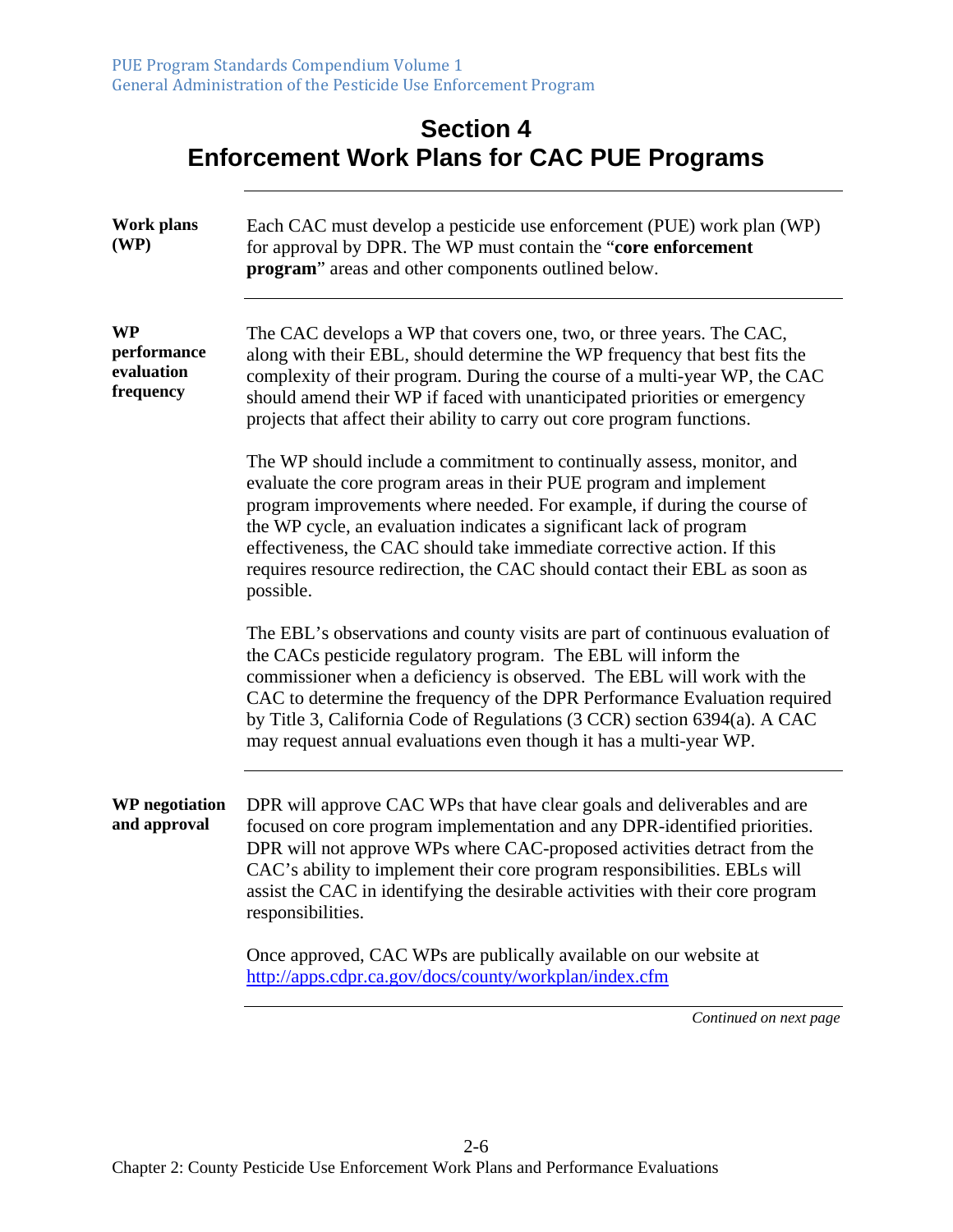# Section 4
# Enforcement Work Plans for CAC PUE Programs

**Work plans (WP)**

Each CAC must develop a pesticide use enforcement (PUE) work plan (WP) for approval by DPR. The WP must contain the "**core enforcement program**" areas and other components outlined below.

**WP performance evaluation frequency**

The CAC develops a WP that covers one, two, or three years. The CAC, along with their EBL, should determine the WP frequency that best fits the complexity of their program. During the course of a multi-year WP, the CAC should amend their WP if faced with unanticipated priorities or emergency projects that affect their ability to carry out core program functions.

The WP should include a commitment to continually assess, monitor, and evaluate the core program areas in their PUE program and implement program improvements where needed. For example, if during the course of the WP cycle, an evaluation indicates a significant lack of program effectiveness, the CAC should take immediate corrective action. If this requires resource redirection, the CAC should contact their EBL as soon as possible.

The EBL's observations and county visits are part of continuous evaluation of the CACs pesticide regulatory program. The EBL will inform the commissioner when a deficiency is observed. The EBL will work with the CAC to determine the frequency of the DPR Performance Evaluation required by Title 3, California Code of Regulations (3 CCR) section 6394(a). A CAC may request annual evaluations even though it has a multi-year WP.

**WP negotiation and approval**

DPR will approve CAC WPs that have clear goals and deliverables and are focused on core program implementation and any DPR-identified priorities. DPR will not approve WPs where CAC-proposed activities detract from the CAC's ability to implement their core program responsibilities. EBLs will assist the CAC in identifying the desirable activities with their core program responsibilities.

Once approved, CAC WPs are publically available on our website at http://apps.cdpr.ca.gov/docs/county/workplan/index.cfm

*Continued on next page*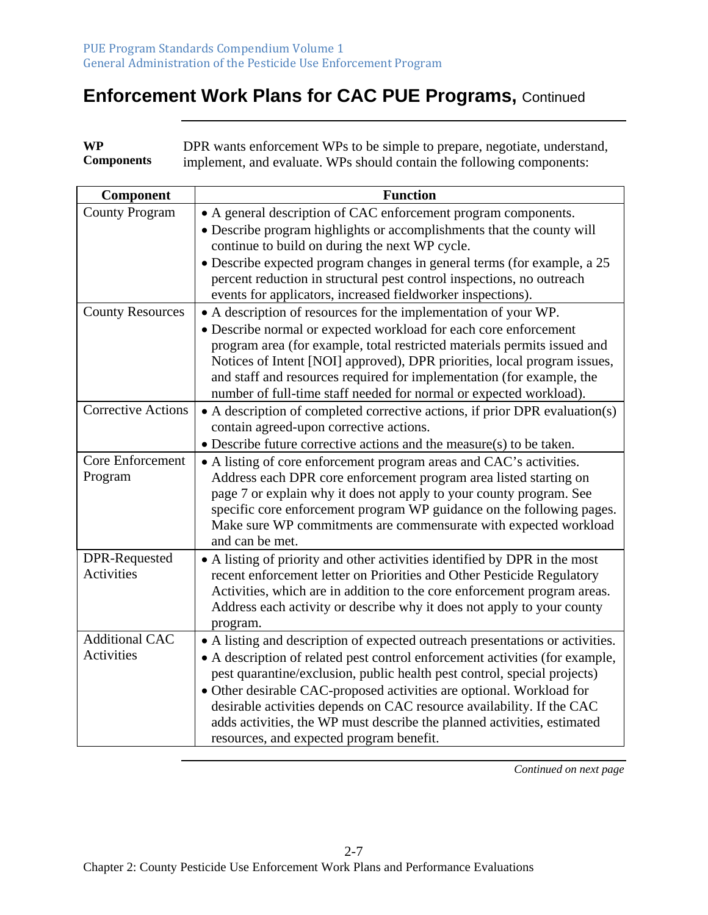# Enforcement Work Plans for CAC PUE Programs, Continued

**WP Components**

DPR wants enforcement WPs to be simple to prepare, negotiate, understand, implement, and evaluate. WPs should contain the following components:

| Component | Function |
|---|---|
| County Program | • A general description of CAC enforcement program components.<br>• Describe program highlights or accomplishments that the county will continue to build on during the next WP cycle.<br>• Describe expected program changes in general terms (for example, a 25 percent reduction in structural pest control inspections, no outreach events for applicators, increased fieldworker inspections). |
| County Resources | • A description of resources for the implementation of your WP.<br>• Describe normal or expected workload for each core enforcement program area (for example, total restricted materials permits issued and Notices of Intent [NOI] approved), DPR priorities, local program issues, and staff and resources required for implementation (for example, the number of full-time staff needed for normal or expected workload). |
| Corrective Actions | • A description of completed corrective actions, if prior DPR evaluation(s) contain agreed-upon corrective actions.<br>• Describe future corrective actions and the measure(s) to be taken. |
| Core Enforcement Program | • A listing of core enforcement program areas and CAC's activities. Address each DPR core enforcement program area listed starting on page 7 or explain why it does not apply to your county program. See specific core enforcement program WP guidance on the following pages. Make sure WP commitments are commensurate with expected workload and can be met. |
| DPR-Requested Activities | • A listing of priority and other activities identified by DPR in the most recent enforcement letter on Priorities and Other Pesticide Regulatory Activities, which are in addition to the core enforcement program areas. Address each activity or describe why it does not apply to your county program. |
| Additional CAC Activities | • A listing and description of expected outreach presentations or activities.<br>• A description of related pest control enforcement activities (for example, pest quarantine/exclusion, public health pest control, special projects)<br>• Other desirable CAC-proposed activities are optional. Workload for desirable activities depends on CAC resource availability. If the CAC adds activities, the WP must describe the planned activities, estimated resources, and expected program benefit. |

*Continued on next page*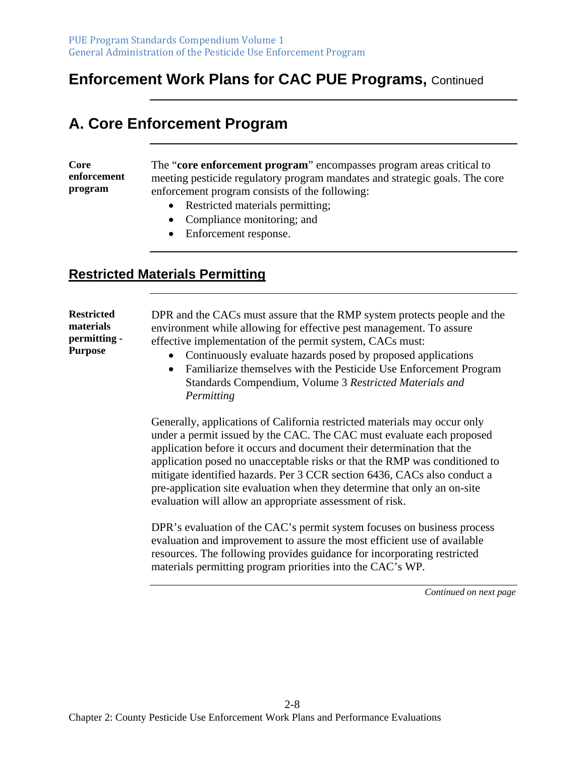# Enforcement Work Plans for CAC PUE Programs, Continued

## A. Core Enforcement Program

**Core enforcement program**

The "**core enforcement program**" encompasses program areas critical to meeting pesticide regulatory program mandates and strategic goals. The core enforcement program consists of the following:

- Restricted materials permitting;
- Compliance monitoring; and
- Enforcement response.

### Restricted Materials Permitting

**Restricted materials permitting - Purpose**

DPR and the CACs must assure that the RMP system protects people and the environment while allowing for effective pest management. To assure effective implementation of the permit system, CACs must:

- Continuously evaluate hazards posed by proposed applications
- Familiarize themselves with the Pesticide Use Enforcement Program Standards Compendium, Volume 3 *Restricted Materials and Permitting*

Generally, applications of California restricted materials may occur only under a permit issued by the CAC. The CAC must evaluate each proposed application before it occurs and document their determination that the application posed no unacceptable risks or that the RMP was conditioned to mitigate identified hazards. Per 3 CCR section 6436, CACs also conduct a pre-application site evaluation when they determine that only an on-site evaluation will allow an appropriate assessment of risk.

DPR's evaluation of the CAC's permit system focuses on business process evaluation and improvement to assure the most efficient use of available resources. The following provides guidance for incorporating restricted materials permitting program priorities into the CAC's WP.

*Continued on next page*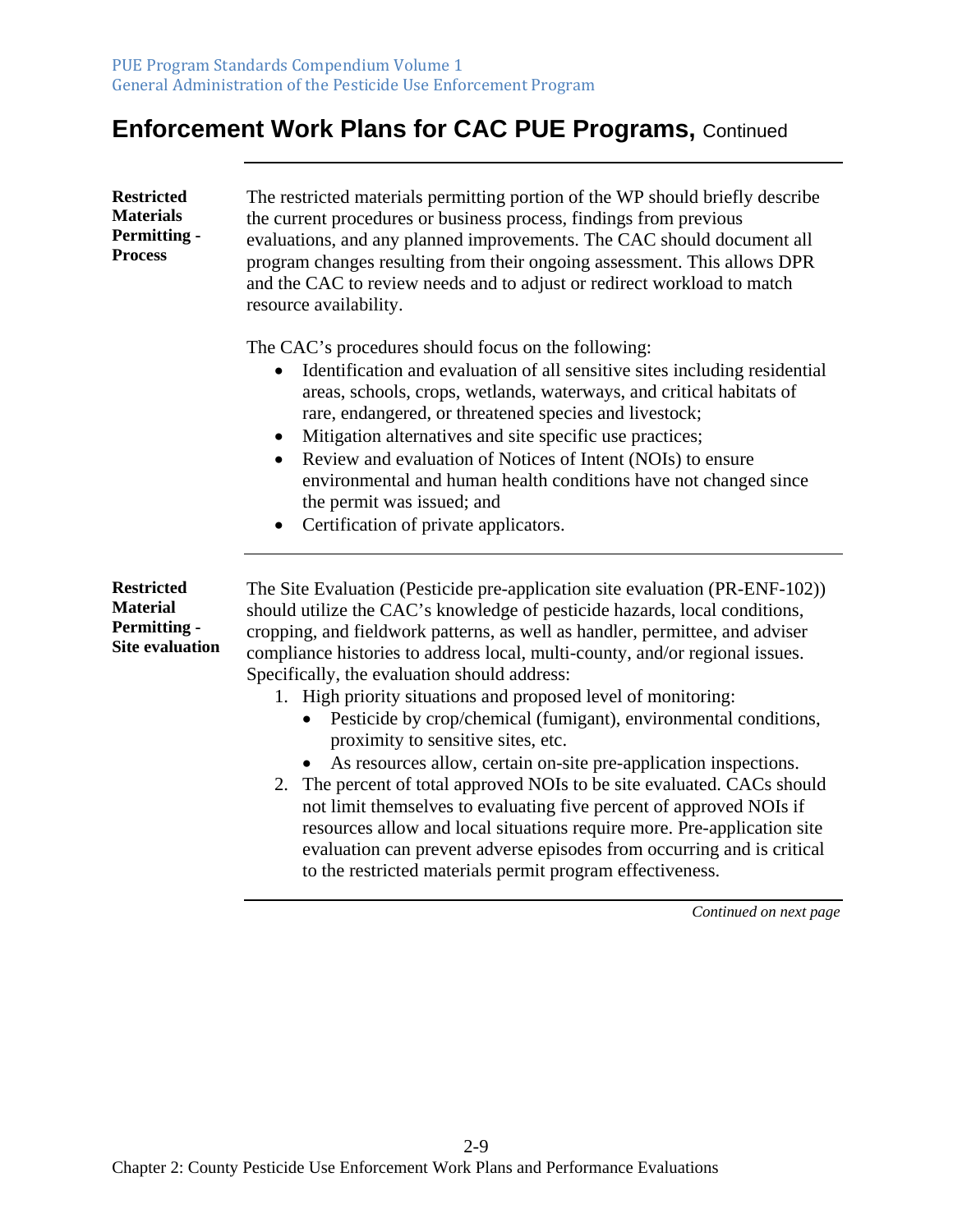## Enforcement Work Plans for CAC PUE Programs, Continued

**Restricted Materials Permitting - Process**

The restricted materials permitting portion of the WP should briefly describe the current procedures or business process, findings from previous evaluations, and any planned improvements. The CAC should document all program changes resulting from their ongoing assessment. This allows DPR and the CAC to review needs and to adjust or redirect workload to match resource availability.

The CAC's procedures should focus on the following:

- Identification and evaluation of all sensitive sites including residential areas, schools, crops, wetlands, waterways, and critical habitats of rare, endangered, or threatened species and livestock;
- Mitigation alternatives and site specific use practices;
- Review and evaluation of Notices of Intent (NOIs) to ensure environmental and human health conditions have not changed since the permit was issued; and
- Certification of private applicators.

**Restricted Material Permitting - Site evaluation**

The Site Evaluation (Pesticide pre-application site evaluation (PR-ENF-102)) should utilize the CAC's knowledge of pesticide hazards, local conditions, cropping, and fieldwork patterns, as well as handler, permittee, and adviser compliance histories to address local, multi-county, and/or regional issues. Specifically, the evaluation should address:

1. High priority situations and proposed level of monitoring:
   - Pesticide by crop/chemical (fumigant), environmental conditions, proximity to sensitive sites, etc.
   - As resources allow, certain on-site pre-application inspections.
2. The percent of total approved NOIs to be site evaluated. CACs should not limit themselves to evaluating five percent of approved NOIs if resources allow and local situations require more. Pre-application site evaluation can prevent adverse episodes from occurring and is critical to the restricted materials permit program effectiveness.

*Continued on next page*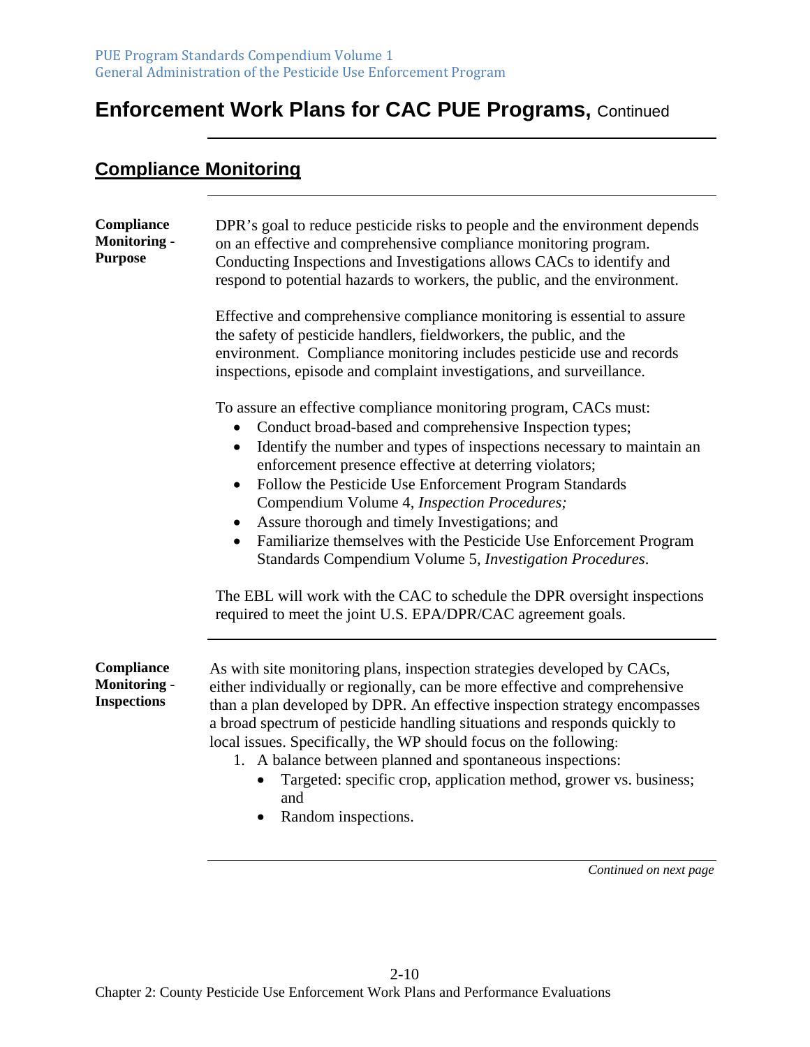# Enforcement Work Plans for CAC PUE Programs, Continued

## Compliance Monitoring

**Compliance Monitoring - Purpose**

DPR's goal to reduce pesticide risks to people and the environment depends on an effective and comprehensive compliance monitoring program. Conducting Inspections and Investigations allows CACs to identify and respond to potential hazards to workers, the public, and the environment.

Effective and comprehensive compliance monitoring is essential to assure the safety of pesticide handlers, fieldworkers, the public, and the environment. Compliance monitoring includes pesticide use and records inspections, episode and complaint investigations, and surveillance.

To assure an effective compliance monitoring program, CACs must:

- Conduct broad-based and comprehensive Inspection types;
- Identify the number and types of inspections necessary to maintain an enforcement presence effective at deterring violators;
- Follow the Pesticide Use Enforcement Program Standards Compendium Volume 4, *Inspection Procedures;*
- Assure thorough and timely Investigations; and
- Familiarize themselves with the Pesticide Use Enforcement Program Standards Compendium Volume 5, *Investigation Procedures*.

The EBL will work with the CAC to schedule the DPR oversight inspections required to meet the joint U.S. EPA/DPR/CAC agreement goals.

**Compliance Monitoring - Inspections**

As with site monitoring plans, inspection strategies developed by CACs, either individually or regionally, can be more effective and comprehensive than a plan developed by DPR. An effective inspection strategy encompasses a broad spectrum of pesticide handling situations and responds quickly to local issues. Specifically, the WP should focus on the following:

1. A balance between planned and spontaneous inspections:
   - Targeted: specific crop, application method, grower vs. business; and
   - Random inspections.

*Continued on next page*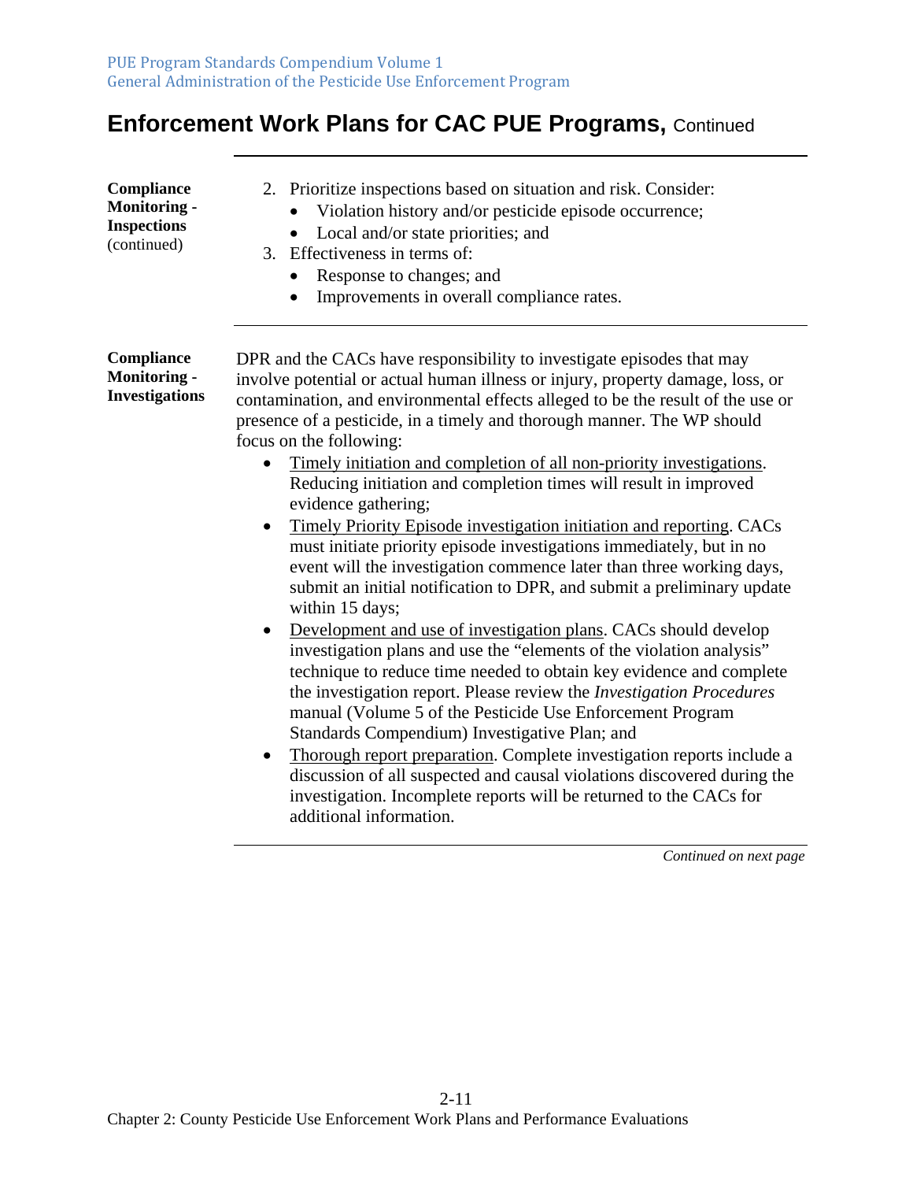## Enforcement Work Plans for CAC PUE Programs, Continued

**Compliance Monitoring - Inspections** (continued)

2. Prioritize inspections based on situation and risk. Consider:
   - Violation history and/or pesticide episode occurrence;
   - Local and/or state priorities; and
3. Effectiveness in terms of:
   - Response to changes; and
   - Improvements in overall compliance rates.

---

**Compliance Monitoring - Investigations**

DPR and the CACs have responsibility to investigate episodes that may involve potential or actual human illness or injury, property damage, loss, or contamination, and environmental effects alleged to be the result of the use or presence of a pesticide, in a timely and thorough manner. The WP should focus on the following:

- <u>Timely initiation and completion of all non-priority investigations</u>. Reducing initiation and completion times will result in improved evidence gathering;
- <u>Timely Priority Episode investigation initiation and reporting</u>. CACs must initiate priority episode investigations immediately, but in no event will the investigation commence later than three working days, submit an initial notification to DPR, and submit a preliminary update within 15 days;
- <u>Development and use of investigation plans</u>. CACs should develop investigation plans and use the "elements of the violation analysis" technique to reduce time needed to obtain key evidence and complete the investigation report. Please review the *Investigation Procedures* manual (Volume 5 of the Pesticide Use Enforcement Program Standards Compendium) Investigative Plan; and
- <u>Thorough report preparation</u>. Complete investigation reports include a discussion of all suspected and causal violations discovered during the investigation. Incomplete reports will be returned to the CACs for additional information.

*Continued on next page*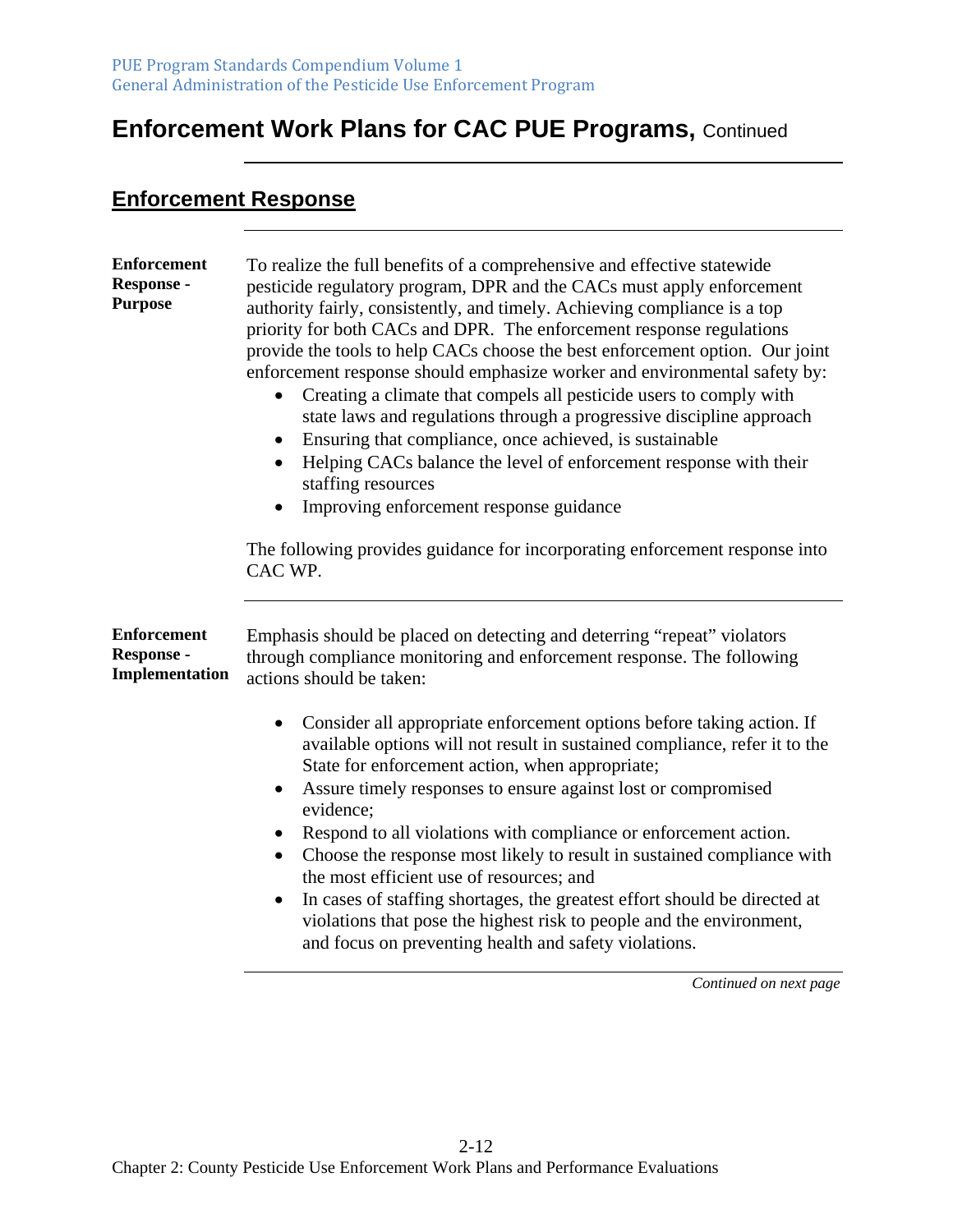# Enforcement Work Plans for CAC PUE Programs, Continued

## Enforcement Response

**Enforcement Response - Purpose**

To realize the full benefits of a comprehensive and effective statewide pesticide regulatory program, DPR and the CACs must apply enforcement authority fairly, consistently, and timely. Achieving compliance is a top priority for both CACs and DPR. The enforcement response regulations provide the tools to help CACs choose the best enforcement option. Our joint enforcement response should emphasize worker and environmental safety by:

- Creating a climate that compels all pesticide users to comply with state laws and regulations through a progressive discipline approach
- Ensuring that compliance, once achieved, is sustainable
- Helping CACs balance the level of enforcement response with their staffing resources
- Improving enforcement response guidance

The following provides guidance for incorporating enforcement response into CAC WP.

**Enforcement Response - Implementation**

Emphasis should be placed on detecting and deterring "repeat" violators through compliance monitoring and enforcement response. The following actions should be taken:

- Consider all appropriate enforcement options before taking action. If available options will not result in sustained compliance, refer it to the State for enforcement action, when appropriate;
- Assure timely responses to ensure against lost or compromised evidence;
- Respond to all violations with compliance or enforcement action.
- Choose the response most likely to result in sustained compliance with the most efficient use of resources; and
- In cases of staffing shortages, the greatest effort should be directed at violations that pose the highest risk to people and the environment, and focus on preventing health and safety violations.

*Continued on next page*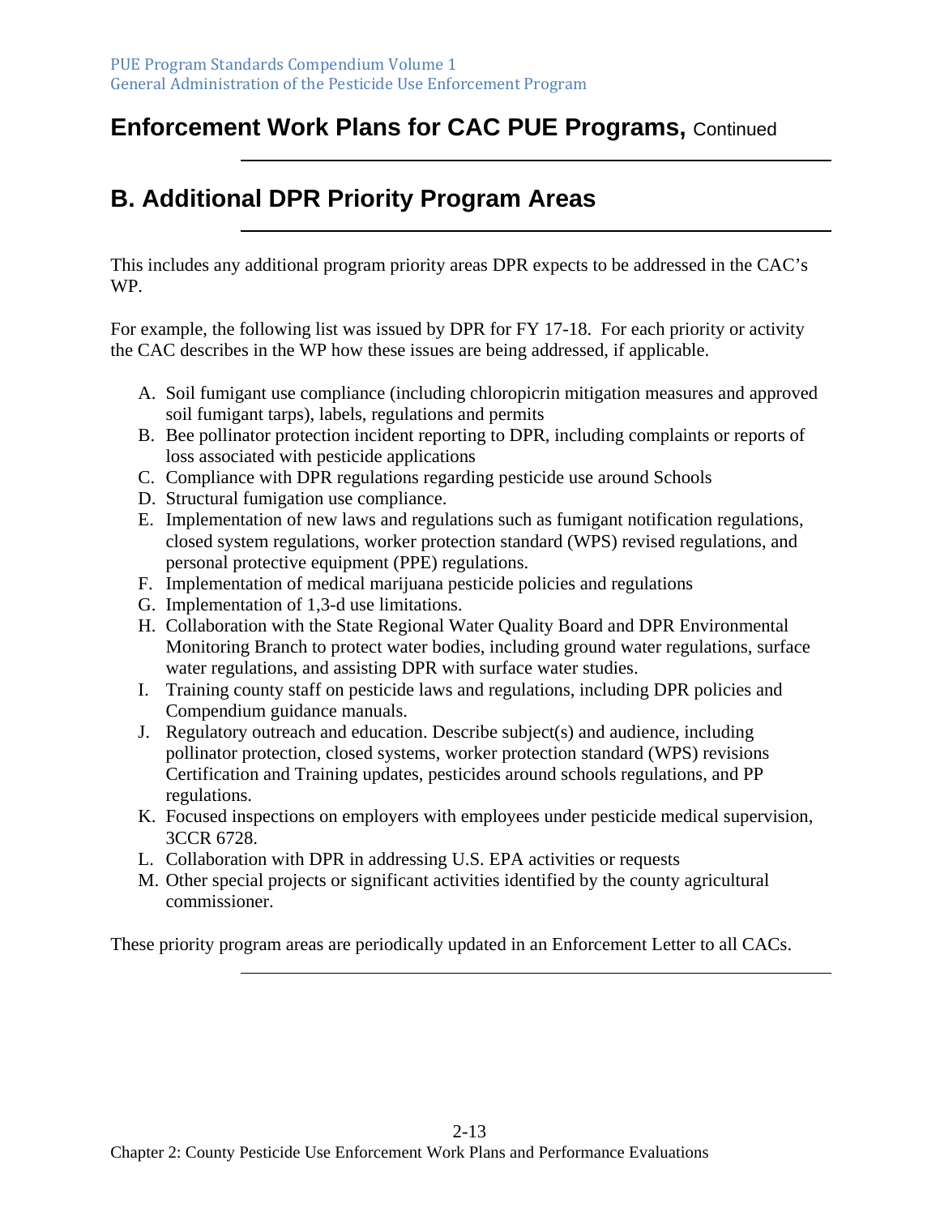# Enforcement Work Plans for CAC PUE Programs, Continued

## B. Additional DPR Priority Program Areas

This includes any additional program priority areas DPR expects to be addressed in the CAC's WP.

For example, the following list was issued by DPR for FY 17-18. For each priority or activity the CAC describes in the WP how these issues are being addressed, if applicable.

A. Soil fumigant use compliance (including chloropicrin mitigation measures and approved soil fumigant tarps), labels, regulations and permits
B. Bee pollinator protection incident reporting to DPR, including complaints or reports of loss associated with pesticide applications
C. Compliance with DPR regulations regarding pesticide use around Schools
D. Structural fumigation use compliance.
E. Implementation of new laws and regulations such as fumigant notification regulations, closed system regulations, worker protection standard (WPS) revised regulations, and personal protective equipment (PPE) regulations.
F. Implementation of medical marijuana pesticide policies and regulations
G. Implementation of 1,3-d use limitations.
H. Collaboration with the State Regional Water Quality Board and DPR Environmental Monitoring Branch to protect water bodies, including ground water regulations, surface water regulations, and assisting DPR with surface water studies.
I. Training county staff on pesticide laws and regulations, including DPR policies and Compendium guidance manuals.
J. Regulatory outreach and education. Describe subject(s) and audience, including pollinator protection, closed systems, worker protection standard (WPS) revisions Certification and Training updates, pesticides around schools regulations, and PP regulations.
K. Focused inspections on employers with employees under pesticide medical supervision, 3CCR 6728.
L. Collaboration with DPR in addressing U.S. EPA activities or requests
M. Other special projects or significant activities identified by the county agricultural commissioner.

These priority program areas are periodically updated in an Enforcement Letter to all CACs.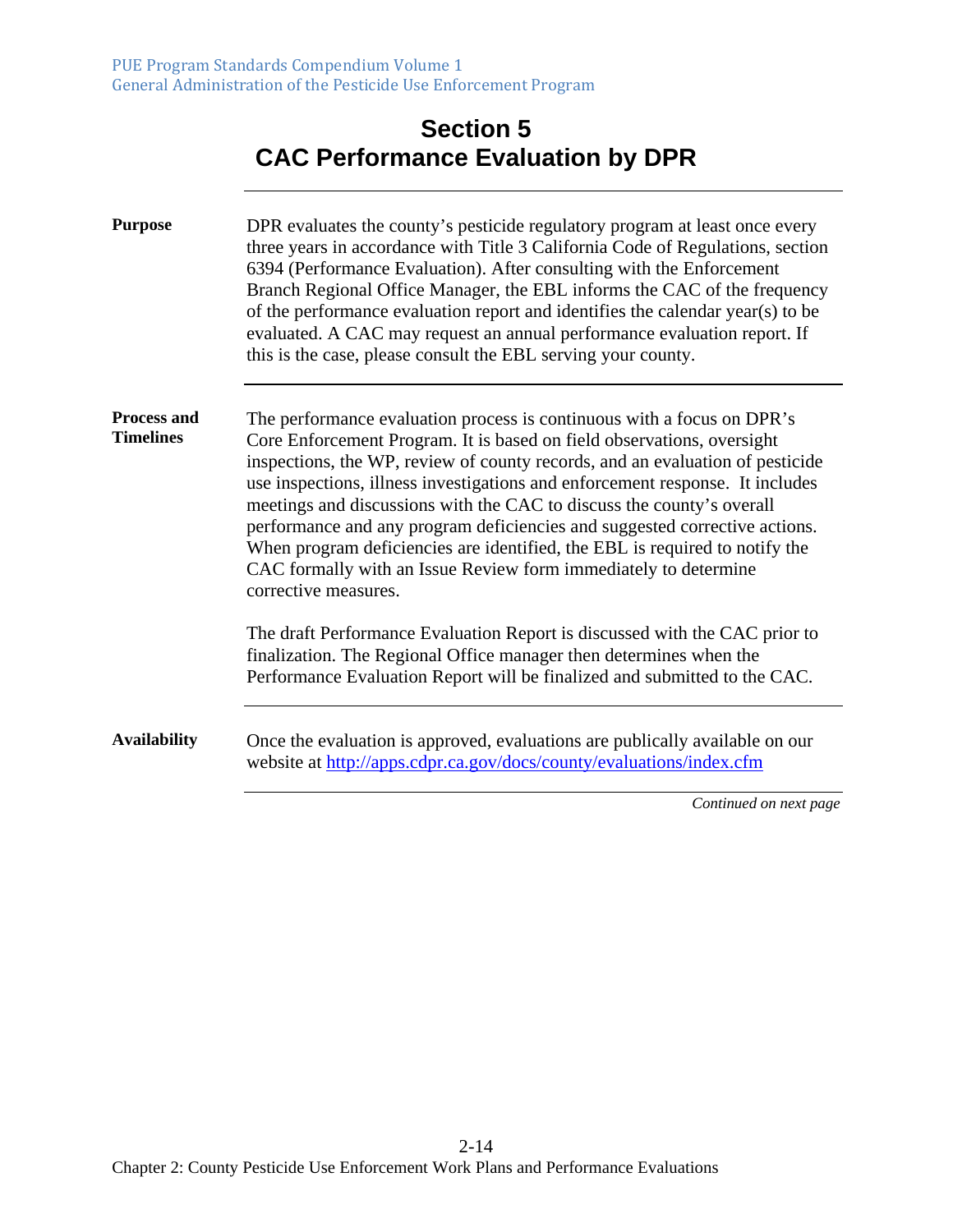# Section 5
# CAC Performance Evaluation by DPR

**Purpose**

DPR evaluates the county's pesticide regulatory program at least once every three years in accordance with Title 3 California Code of Regulations, section 6394 (Performance Evaluation). After consulting with the Enforcement Branch Regional Office Manager, the EBL informs the CAC of the frequency of the performance evaluation report and identifies the calendar year(s) to be evaluated. A CAC may request an annual performance evaluation report. If this is the case, please consult the EBL serving your county.

**Process and Timelines**

The performance evaluation process is continuous with a focus on DPR's Core Enforcement Program. It is based on field observations, oversight inspections, the WP, review of county records, and an evaluation of pesticide use inspections, illness investigations and enforcement response. It includes meetings and discussions with the CAC to discuss the county's overall performance and any program deficiencies and suggested corrective actions. When program deficiencies are identified, the EBL is required to notify the CAC formally with an Issue Review form immediately to determine corrective measures.

The draft Performance Evaluation Report is discussed with the CAC prior to finalization. The Regional Office manager then determines when the Performance Evaluation Report will be finalized and submitted to the CAC.

**Availability**

Once the evaluation is approved, evaluations are publically available on our website at http://apps.cdpr.ca.gov/docs/county/evaluations/index.cfm

*Continued on next page*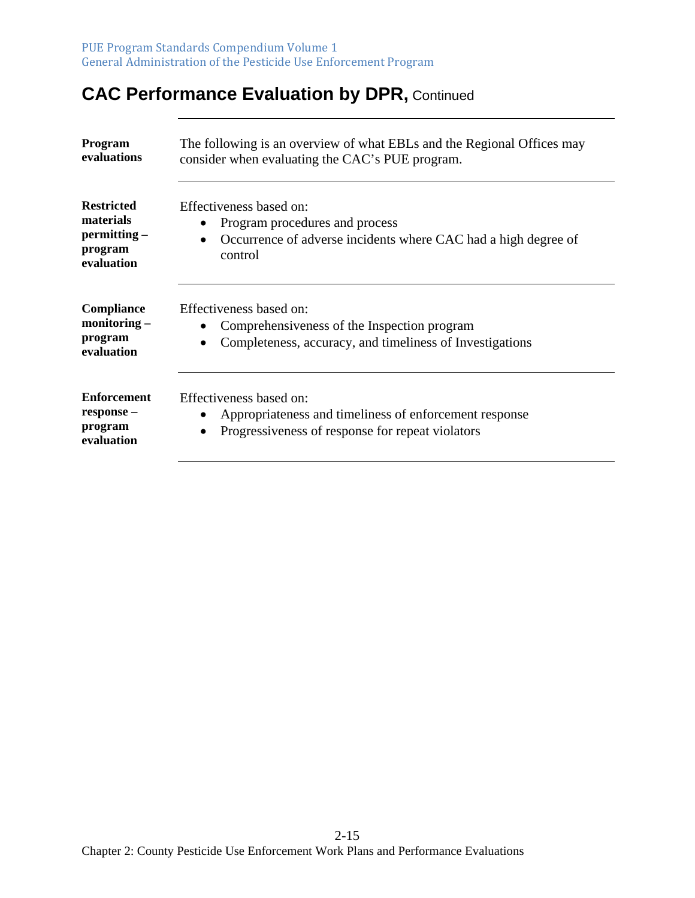# CAC Performance Evaluation by DPR, Continued

**Program evaluations**

The following is an overview of what EBLs and the Regional Offices may consider when evaluating the CAC's PUE program.

**Restricted materials permitting – program evaluation**

Effectiveness based on:

- Program procedures and process
- Occurrence of adverse incidents where CAC had a high degree of control

**Compliance monitoring – program evaluation**

Effectiveness based on:

- Comprehensiveness of the Inspection program
- Completeness, accuracy, and timeliness of Investigations

**Enforcement response – program evaluation**

Effectiveness based on:

- Appropriateness and timeliness of enforcement response
- Progressiveness of response for repeat violators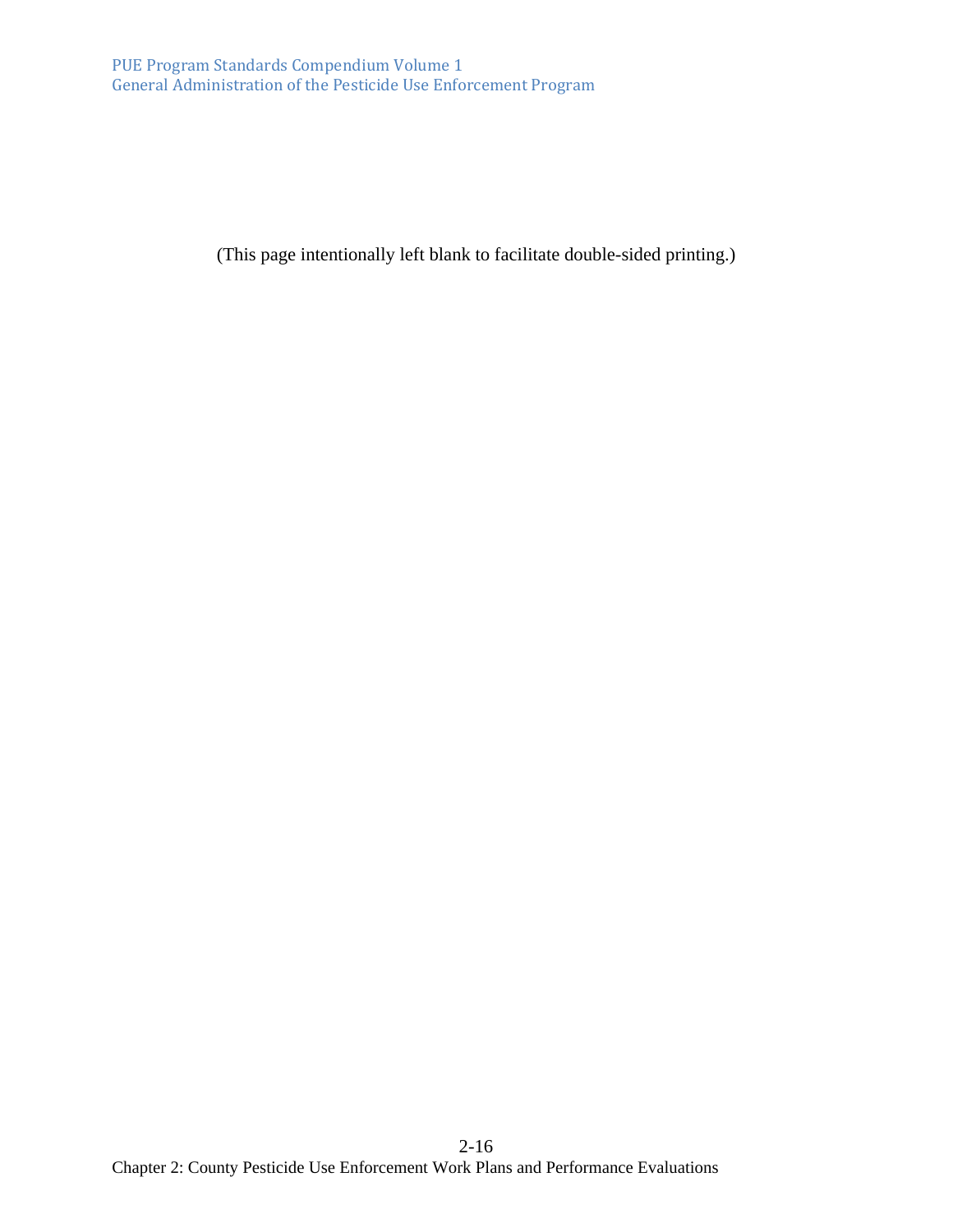(This page intentionally left blank to facilitate double-sided printing.)